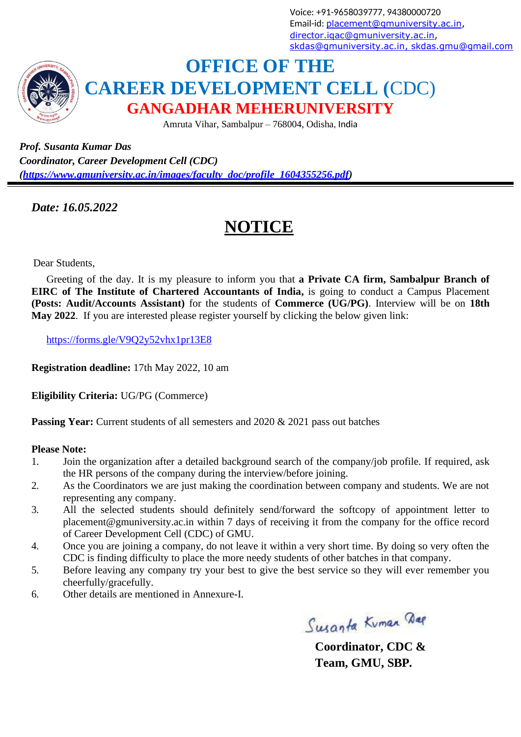Voice: +91-9658039777, 94380000720
Email-id: placement@gmuniversity.ac.in, director.iqac@gmuniversity.ac.in, skdas@gmuniversity.ac.in, skdas.gmu@gmail.com

# OFFICE OF THE CAREER DEVELOPMENT CELL (CDC)

## GANGADHAR MEHERUNIVERSITY

Amruta Vihar, Sambalpur – 768004, Odisha, India

***Prof. Susanta Kumar Das***
***Coordinator, Career Development Cell (CDC)***
***(https://www.gmuniversity.ac.in/images/faculty_doc/profile_1604355256.pdf)***

---

***Date: 16.05.2022***

# NOTICE

Dear Students,

Greeting of the day. It is my pleasure to inform you that **a Private CA firm, Sambalpur Branch of EIRC of The Institute of Chartered Accountants of India,** is going to conduct a Campus Placement **(Posts: Audit/Accounts Assistant)** for the students of **Commerce (UG/PG)**. Interview will be on **18th May 2022**. If you are interested please register yourself by clicking the below given link:

https://forms.gle/V9Q2y52vhx1pr13E8

**Registration deadline:** 17th May 2022, 10 am

**Eligibility Criteria:** UG/PG (Commerce)

**Passing Year:** Current students of all semesters and 2020 & 2021 pass out batches

**Please Note:**

1. Join the organization after a detailed background search of the company/job profile. If required, ask the HR persons of the company during the interview/before joining.
2. As the Coordinators we are just making the coordination between company and students. We are not representing any company.
3. All the selected students should definitely send/forward the softcopy of appointment letter to placement@gmuniversity.ac.in within 7 days of receiving it from the company for the office record of Career Development Cell (CDC) of GMU.
4. Once you are joining a company, do not leave it within a very short time. By doing so very often the CDC is finding difficulty to place the more needy students of other batches in that company.
5. Before leaving any company try your best to give the best service so they will ever remember you cheerfully/gracefully.
6. Other details are mentioned in Annexure-I.

Susanta Kumar Das

**Coordinator, CDC &**
**Team, GMU, SBP.**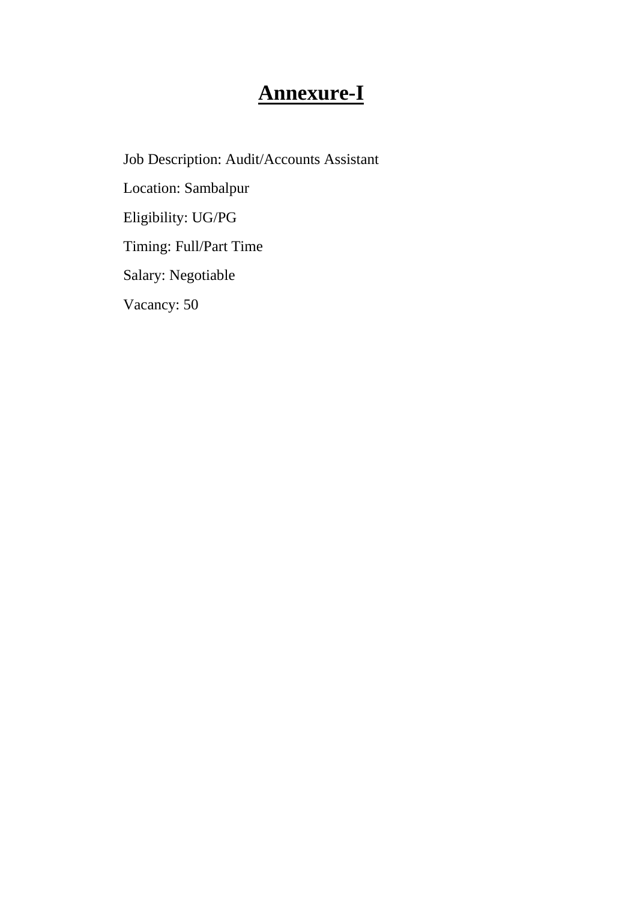# Annexure-I

Job Description: Audit/Accounts Assistant

Location: Sambalpur

Eligibility: UG/PG

Timing: Full/Part Time

Salary: Negotiable

Vacancy: 50